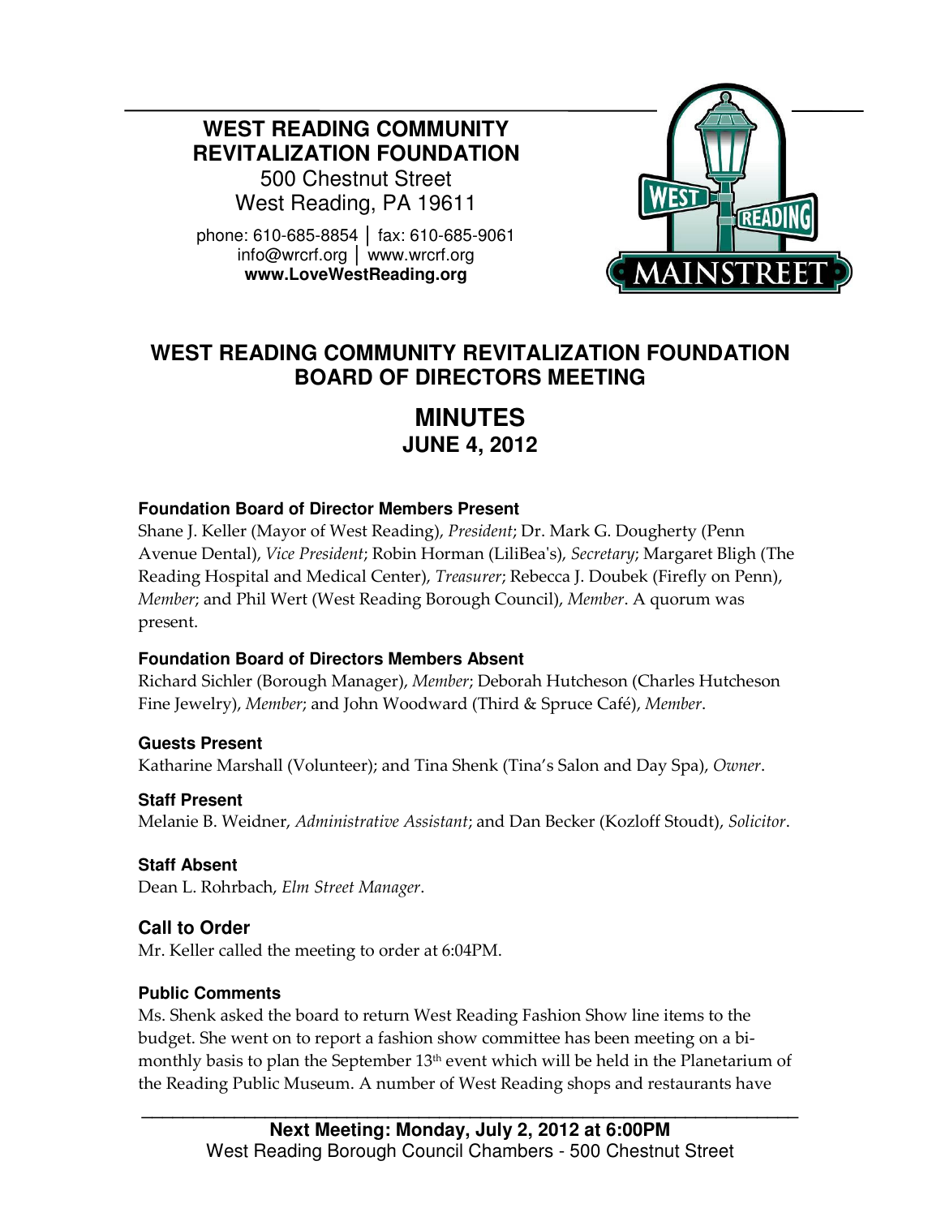# WEST READING COMMUNITY REVITALIZATION FOUNDATION

500 Chestnut Street
West Reading, PA 19611

phone: 610-685-8854 │ fax: 610-685-9061
info@wrcrf.org │ www.wrcrf.org
**www.LoveWestReading.org**

## WEST READING COMMUNITY REVITALIZATION FOUNDATION BOARD OF DIRECTORS MEETING

## MINUTES
### JUNE 4, 2012

**Foundation Board of Director Members Present**

Shane J. Keller (Mayor of West Reading), *President*; Dr. Mark G. Dougherty (Penn Avenue Dental), *Vice President*; Robin Horman (LiliBea's), *Secretary*; Margaret Bligh (The Reading Hospital and Medical Center), *Treasurer*; Rebecca J. Doubek (Firefly on Penn), *Member*; and Phil Wert (West Reading Borough Council), *Member*. A quorum was present.

**Foundation Board of Directors Members Absent**

Richard Sichler (Borough Manager), *Member*; Deborah Hutcheson (Charles Hutcheson Fine Jewelry), *Member*; and John Woodward (Third & Spruce Café), *Member*.

**Guests Present**

Katharine Marshall (Volunteer); and Tina Shenk (Tina's Salon and Day Spa), *Owner*.

**Staff Present**

Melanie B. Weidner, *Administrative Assistant*; and Dan Becker (Kozloff Stoudt), *Solicitor*.

**Staff Absent**

Dean L. Rohrbach, *Elm Street Manager*.

### Call to Order

Mr. Keller called the meeting to order at 6:04PM.

**Public Comments**

Ms. Shenk asked the board to return West Reading Fashion Show line items to the budget. She went on to report a fashion show committee has been meeting on a bi-monthly basis to plan the September 13th event which will be held in the Planetarium of the Reading Public Museum. A number of West Reading shops and restaurants have

**Next Meeting: Monday, July 2, 2012 at 6:00PM**
West Reading Borough Council Chambers - 500 Chestnut Street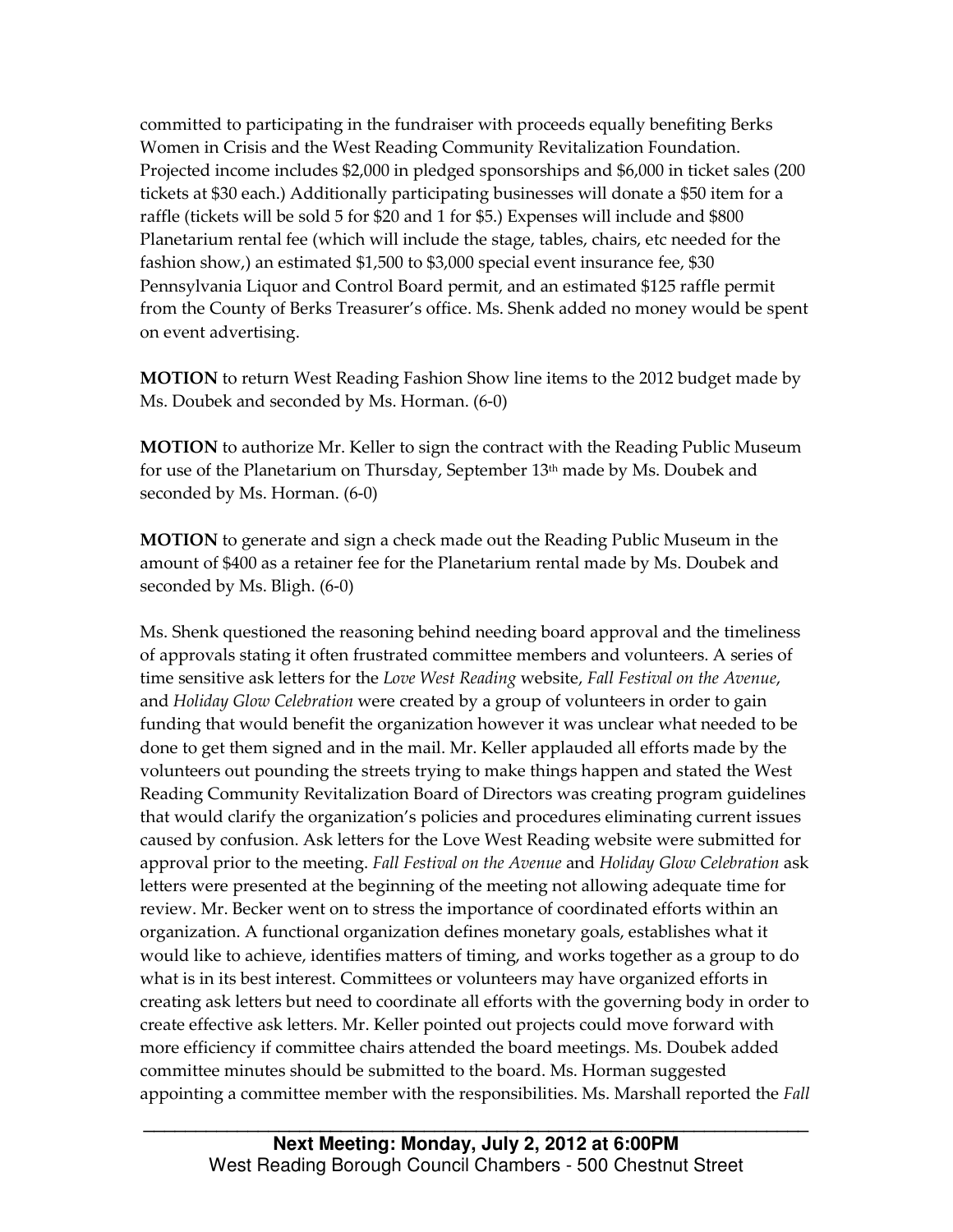committed to participating in the fundraiser with proceeds equally benefiting Berks Women in Crisis and the West Reading Community Revitalization Foundation. Projected income includes $2,000 in pledged sponsorships and $6,000 in ticket sales (200 tickets at $30 each.) Additionally participating businesses will donate a $50 item for a raffle (tickets will be sold 5 for $20 and 1 for $5.) Expenses will include and $800 Planetarium rental fee (which will include the stage, tables, chairs, etc needed for the fashion show,) an estimated $1,500 to $3,000 special event insurance fee, $30 Pennsylvania Liquor and Control Board permit, and an estimated $125 raffle permit from the County of Berks Treasurer's office. Ms. Shenk added no money would be spent on event advertising.

**MOTION** to return West Reading Fashion Show line items to the 2012 budget made by Ms. Doubek and seconded by Ms. Horman. (6-0)

**MOTION** to authorize Mr. Keller to sign the contract with the Reading Public Museum for use of the Planetarium on Thursday, September 13th made by Ms. Doubek and seconded by Ms. Horman. (6-0)

**MOTION** to generate and sign a check made out the Reading Public Museum in the amount of $400 as a retainer fee for the Planetarium rental made by Ms. Doubek and seconded by Ms. Bligh. (6-0)

Ms. Shenk questioned the reasoning behind needing board approval and the timeliness of approvals stating it often frustrated committee members and volunteers. A series of time sensitive ask letters for the *Love West Reading* website, *Fall Festival on the Avenue*, and *Holiday Glow Celebration* were created by a group of volunteers in order to gain funding that would benefit the organization however it was unclear what needed to be done to get them signed and in the mail. Mr. Keller applauded all efforts made by the volunteers out pounding the streets trying to make things happen and stated the West Reading Community Revitalization Board of Directors was creating program guidelines that would clarify the organization's policies and procedures eliminating current issues caused by confusion. Ask letters for the Love West Reading website were submitted for approval prior to the meeting. *Fall Festival on the Avenue* and *Holiday Glow Celebration* ask letters were presented at the beginning of the meeting not allowing adequate time for review. Mr. Becker went on to stress the importance of coordinated efforts within an organization. A functional organization defines monetary goals, establishes what it would like to achieve, identifies matters of timing, and works together as a group to do what is in its best interest. Committees or volunteers may have organized efforts in creating ask letters but need to coordinate all efforts with the governing body in order to create effective ask letters. Mr. Keller pointed out projects could move forward with more efficiency if committee chairs attended the board meetings. Ms. Doubek added committee minutes should be submitted to the board. Ms. Horman suggested appointing a committee member with the responsibilities. Ms. Marshall reported the *Fall*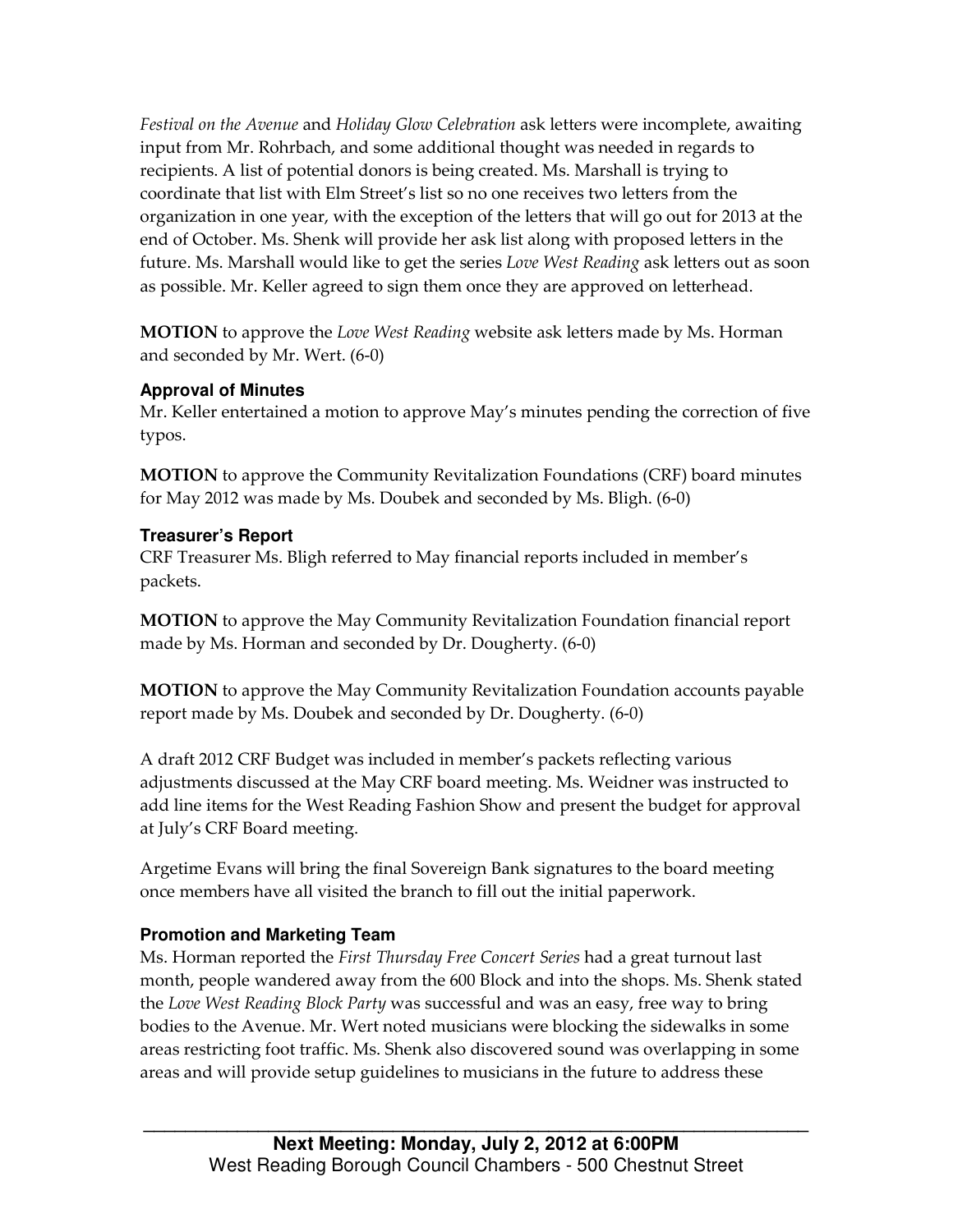*Festival on the Avenue* and *Holiday Glow Celebration* ask letters were incomplete, awaiting input from Mr. Rohrbach, and some additional thought was needed in regards to recipients. A list of potential donors is being created. Ms. Marshall is trying to coordinate that list with Elm Street's list so no one receives two letters from the organization in one year, with the exception of the letters that will go out for 2013 at the end of October. Ms. Shenk will provide her ask list along with proposed letters in the future. Ms. Marshall would like to get the series *Love West Reading* ask letters out as soon as possible. Mr. Keller agreed to sign them once they are approved on letterhead.

**MOTION** to approve the *Love West Reading* website ask letters made by Ms. Horman and seconded by Mr. Wert. (6-0)

### Approval of Minutes

Mr. Keller entertained a motion to approve May's minutes pending the correction of five typos.

**MOTION** to approve the Community Revitalization Foundations (CRF) board minutes for May 2012 was made by Ms. Doubek and seconded by Ms. Bligh. (6-0)

### Treasurer's Report

CRF Treasurer Ms. Bligh referred to May financial reports included in member's packets.

**MOTION** to approve the May Community Revitalization Foundation financial report made by Ms. Horman and seconded by Dr. Dougherty. (6-0)

**MOTION** to approve the May Community Revitalization Foundation accounts payable report made by Ms. Doubek and seconded by Dr. Dougherty. (6-0)

A draft 2012 CRF Budget was included in member's packets reflecting various adjustments discussed at the May CRF board meeting. Ms. Weidner was instructed to add line items for the West Reading Fashion Show and present the budget for approval at July's CRF Board meeting.

Argetime Evans will bring the final Sovereign Bank signatures to the board meeting once members have all visited the branch to fill out the initial paperwork.

### Promotion and Marketing Team

Ms. Horman reported the *First Thursday Free Concert Series* had a great turnout last month, people wandered away from the 600 Block and into the shops. Ms. Shenk stated the *Love West Reading Block Party* was successful and was an easy, free way to bring bodies to the Avenue. Mr. Wert noted musicians were blocking the sidewalks in some areas restricting foot traffic. Ms. Shenk also discovered sound was overlapping in some areas and will provide setup guidelines to musicians in the future to address these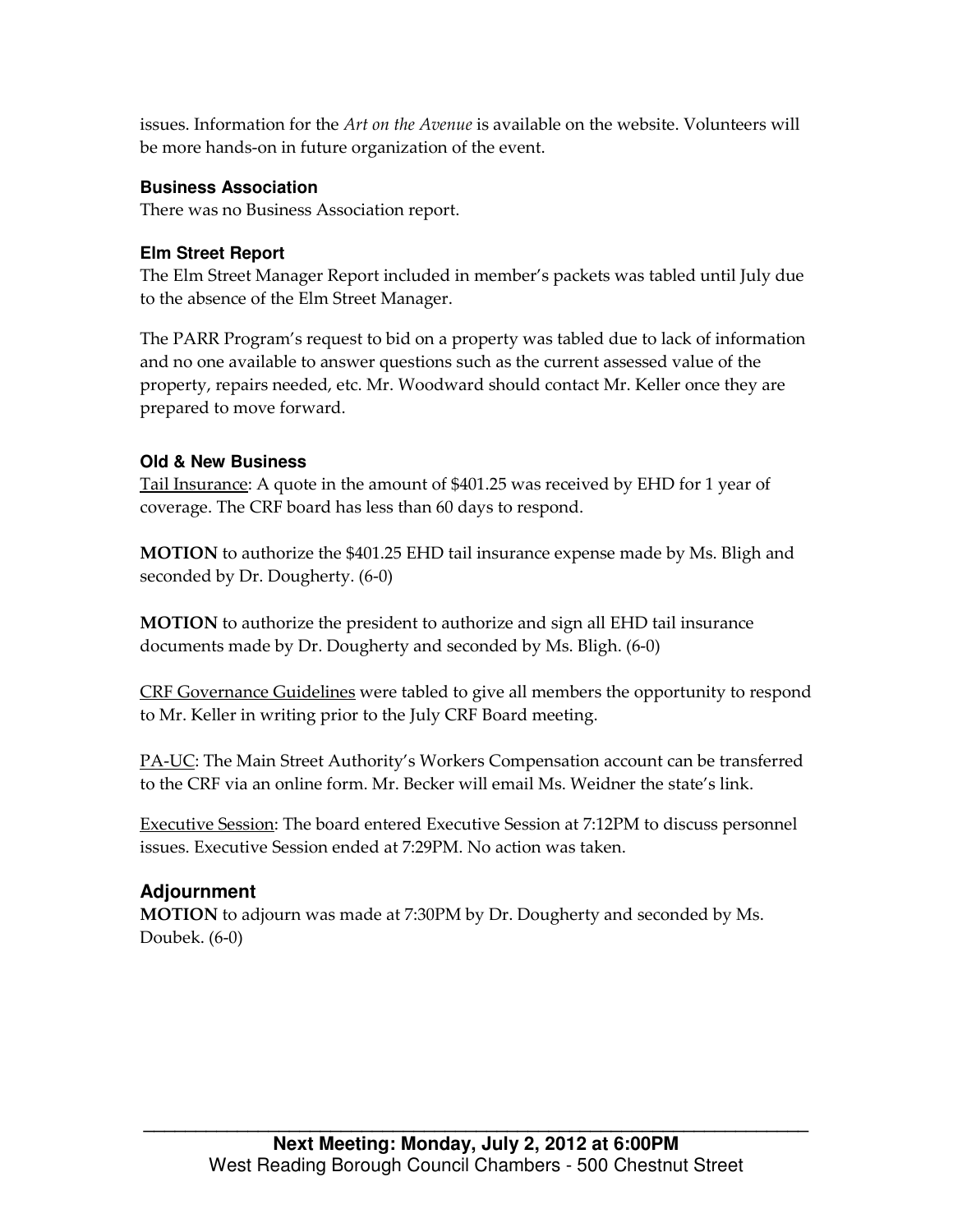issues. Information for the *Art on the Avenue* is available on the website. Volunteers will be more hands-on in future organization of the event.

### Business Association

There was no Business Association report.

### Elm Street Report

The Elm Street Manager Report included in member's packets was tabled until July due to the absence of the Elm Street Manager.

The PARR Program's request to bid on a property was tabled due to lack of information and no one available to answer questions such as the current assessed value of the property, repairs needed, etc. Mr. Woodward should contact Mr. Keller once they are prepared to move forward.

### Old & New Business

Tail Insurance: A quote in the amount of $401.25 was received by EHD for 1 year of coverage. The CRF board has less than 60 days to respond.

**MOTION** to authorize the $401.25 EHD tail insurance expense made by Ms. Bligh and seconded by Dr. Dougherty. (6-0)

**MOTION** to authorize the president to authorize and sign all EHD tail insurance documents made by Dr. Dougherty and seconded by Ms. Bligh. (6-0)

CRF Governance Guidelines were tabled to give all members the opportunity to respond to Mr. Keller in writing prior to the July CRF Board meeting.

PA-UC: The Main Street Authority's Workers Compensation account can be transferred to the CRF via an online form. Mr. Becker will email Ms. Weidner the state's link.

Executive Session: The board entered Executive Session at 7:12PM to discuss personnel issues. Executive Session ended at 7:29PM. No action was taken.

## Adjournment

**MOTION** to adjourn was made at 7:30PM by Dr. Dougherty and seconded by Ms. Doubek. (6-0)

---

**Next Meeting: Monday, July 2, 2012 at 6:00PM**
West Reading Borough Council Chambers - 500 Chestnut Street